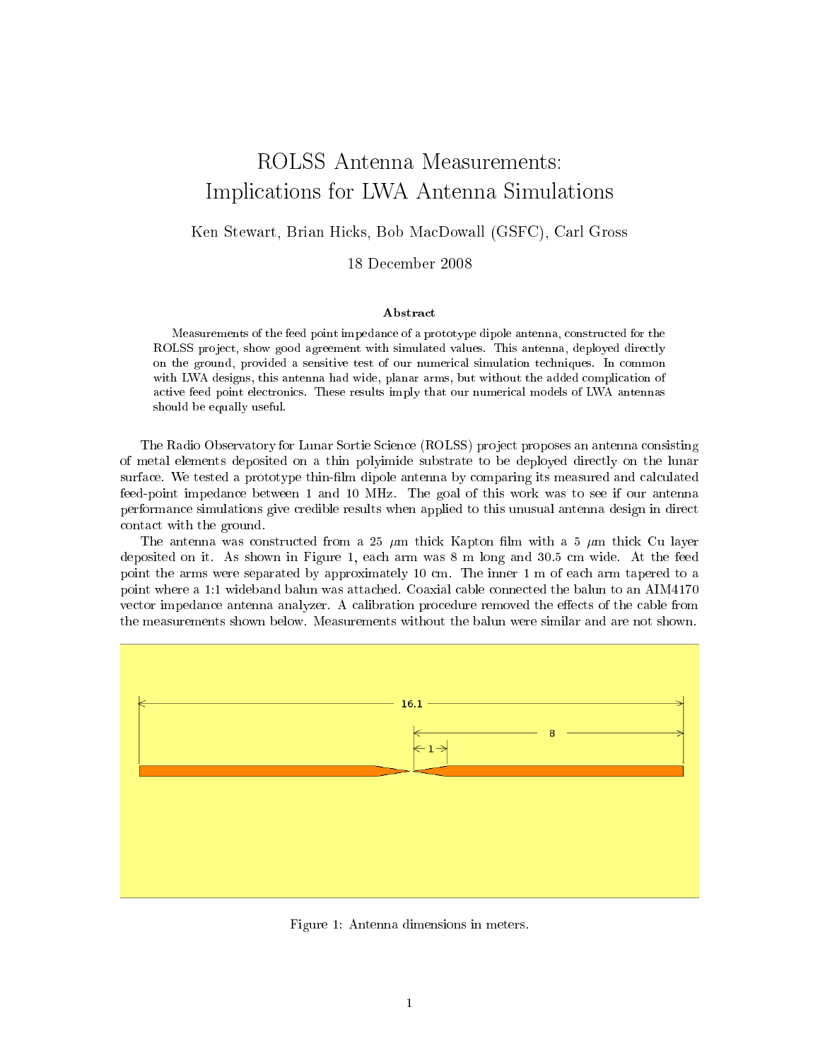# ROLSS Antenna Measurements: Implications for LWA Antenna Simulations

Ken Stewart, Brian Hicks, Bob MacDowall (GSFC), Carl Gross

18 December 2008

### Abstract

Measurements of the feed point impedance of a prototype dipole antenna, constructed for the ROLSS project, show good agreement with simulated values. This antenna, deployed directly on the ground, provided a sensitive test of our numerical simulation techniques. In common with LWA designs, this antenna had wide, planar arms, but without the added complication of active feed point electronics. These results imply that our numerical models of LWA antennas should be equally useful.

The Radio Observatory for Lunar Sortie Science (ROLSS) project proposes an antenna consisting of metal elements deposited on a thin polyimide substrate to be deployed directly on the lunar surface. We tested a prototype thin-film dipole antenna by comparing its measured and calculated feed-point impedance between 1 and 10 MHz. The goal of this work was to see if our antenna performance simulations give credible results when applied to this unusual antenna design in direct contact with the ground.

The antenna was constructed from a 25 $\mu$m thick Kapton film with a 5 $\mu$m thick Cu layer deposited on it. As shown in Figure 1, each arm was 8 m long and 30.5 cm wide. At the feed point the arms were separated by approximately 10 cm. The inner 1 m of each arm tapered to a point where a 1:1 wideband balun was attached. Coaxial cable connected the balun to an AIM4170 vector impedance antenna analyzer. A calibration procedure removed the effects of the cable from the measurements shown below. Measurements without the balun were similar and are not shown.

Figure 1: Antenna dimensions in meters.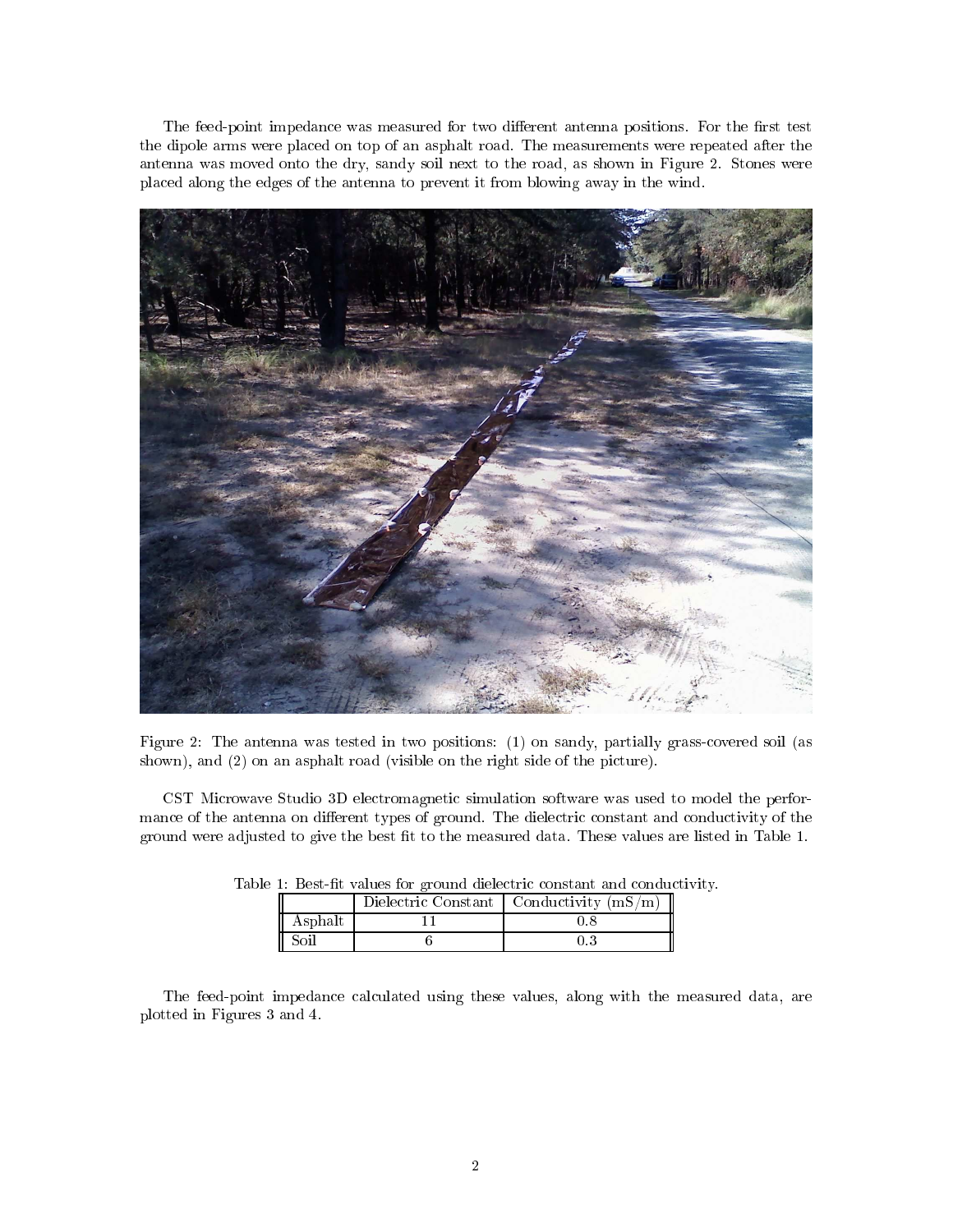The feed-point impedance was measured for two different antenna positions. For the first test the dipole arms were placed on top of an asphalt road. The measurements were repeated after the antenna was moved onto the dry, sandy soil next to the road, as shown in Figure 2. Stones were placed along the edges of the antenna to prevent it from blowing away in the wind.

Figure 2: The antenna was tested in two positions: (1) on sandy, partially grass-covered soil (as shown), and (2) on an asphalt road (visible on the right side of the picture).

CST Microwave Studio 3D electromagnetic simulation software was used to model the performance of the antenna on different types of ground. The dielectric constant and conductivity of the ground were adjusted to give the best fit to the measured data. These values are listed in Table 1.

Table 1: Best-fit values for ground dielectric constant and conductivity.

| | Dielectric Constant | Conductivity (mS/m) |
|---|---|---|
| Asphalt | 11 | 0.8 |
| Soil | 6 | 0.3 |

The feed-point impedance calculated using these values, along with the measured data, are plotted in Figures 3 and 4.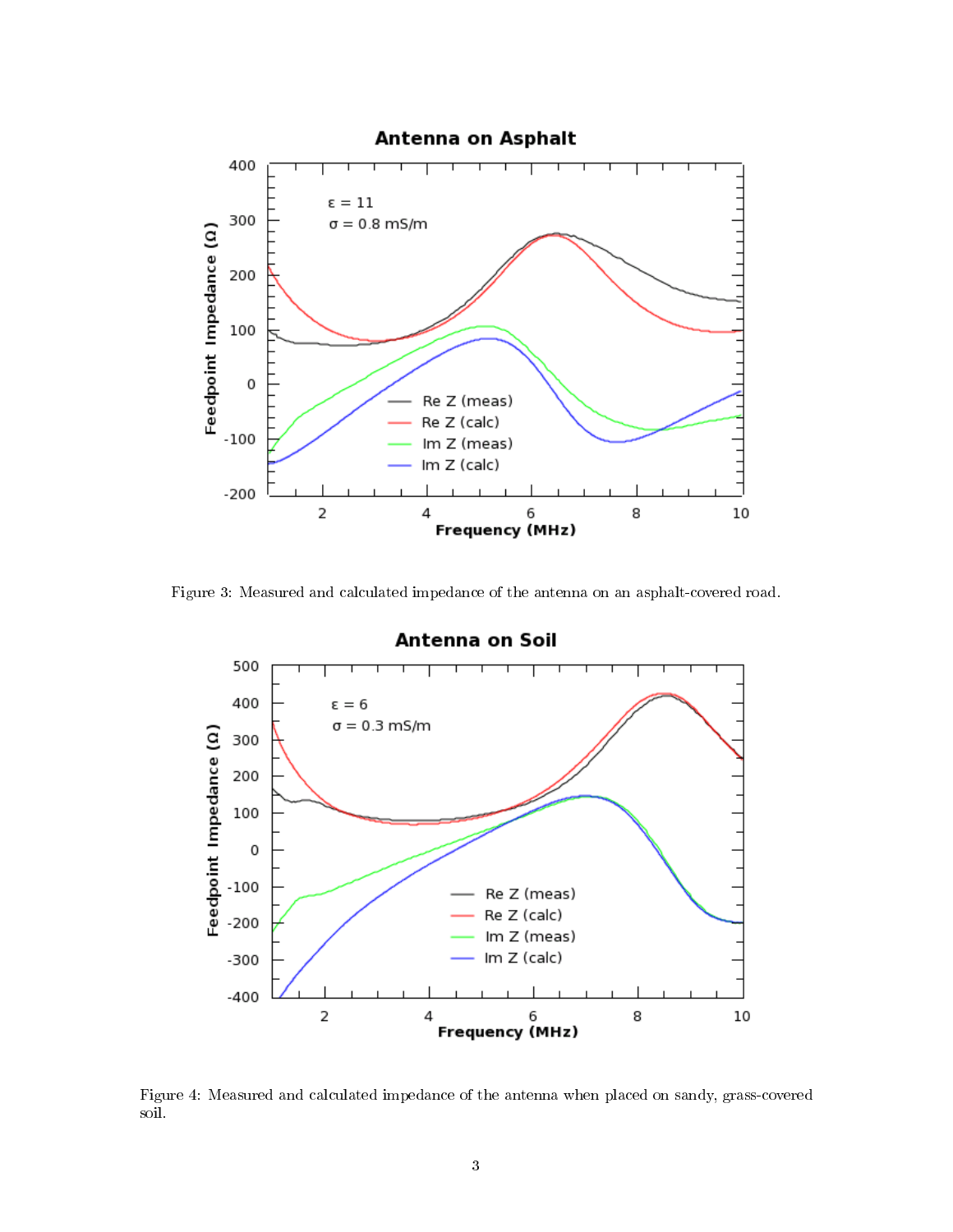Figure 3: Measured and calculated impedance of the antenna on an asphalt-covered road.

Figure 4: Measured and calculated impedance of the antenna when placed on sandy, grass-covered soil.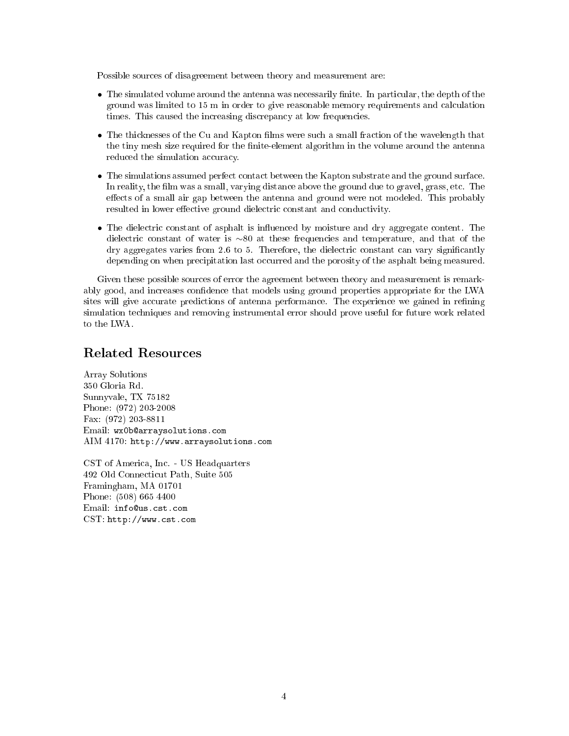Possible sources of disagreement between theory and measurement are:

- The simulated volume around the antenna was necessarily finite. In particular, the depth of the ground was limited to 15 m in order to give reasonable memory requirements and calculation times. This caused the increasing discrepancy at low frequencies.
- The thicknesses of the Cu and Kapton films were such a small fraction of the wavelength that the tiny mesh size required for the finite-element algorithm in the volume around the antenna reduced the simulation accuracy.
- The simulations assumed perfect contact between the Kapton substrate and the ground surface. In reality, the film was a small, varying distance above the ground due to gravel, grass, etc. The effects of a small air gap between the antenna and ground were not modeled. This probably resulted in lower effective ground dielectric constant and conductivity.
- The dielectric constant of asphalt is influenced by moisture and dry aggregate content. The dielectric constant of water is $\sim$80 at these frequencies and temperature, and that of the dry aggregates varies from 2.6 to 5. Therefore, the dielectric constant can vary significantly depending on when precipitation last occurred and the porosity of the asphalt being measured.

Given these possible sources of error the agreement between theory and measurement is remarkably good, and increases confidence that models using ground properties appropriate for the LWA sites will give accurate predictions of antenna performance. The experience we gained in refining simulation techniques and removing instrumental error should prove useful for future work related to the LWA.

## Related Resources

Array Solutions
350 Gloria Rd.
Sunnyvale, TX 75182
Phone: (972) 203-2008
Fax: (972) 203-8811
Email: wx0b@arraysolutions.com
AIM 4170: http://www.arraysolutions.com

CST of America, Inc. - US Headquarters
492 Old Connecticut Path, Suite 505
Framingham, MA 01701
Phone: (508) 665 4400
Email: info@us.cst.com
CST: http://www.cst.com